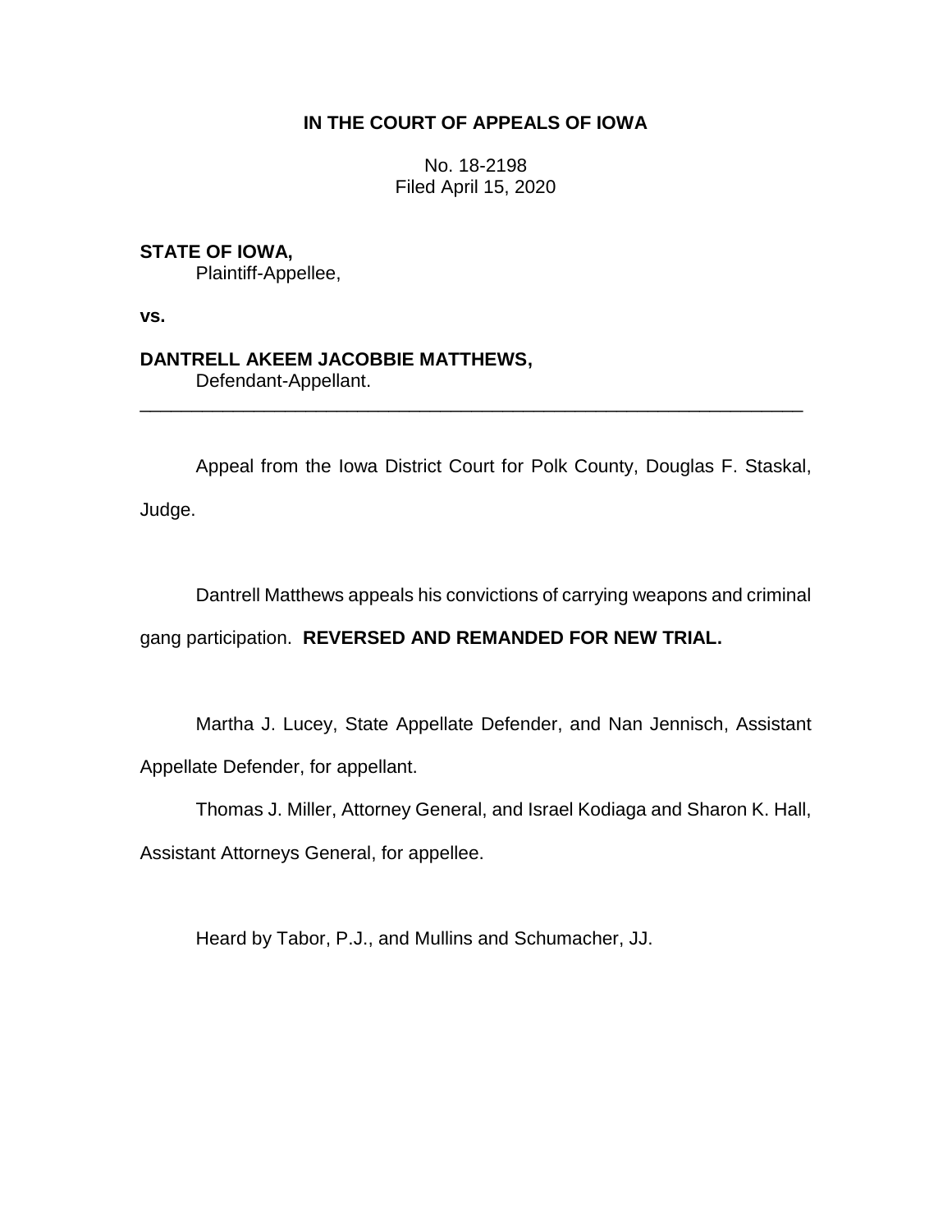**IN THE COURT OF APPEALS OF IOWA**

No. 18-2198
Filed April 15, 2020

**STATE OF IOWA,**
Plaintiff-Appellee,

**vs.**

**DANTRELL AKEEM JACOBBIE MATTHEWS,**
Defendant-Appellant.

---

Appeal from the Iowa District Court for Polk County, Douglas F. Staskal, Judge.

Dantrell Matthews appeals his convictions of carrying weapons and criminal gang participation. **REVERSED AND REMANDED FOR NEW TRIAL.**

Martha J. Lucey, State Appellate Defender, and Nan Jennisch, Assistant Appellate Defender, for appellant.

Thomas J. Miller, Attorney General, and Israel Kodiaga and Sharon K. Hall, Assistant Attorneys General, for appellee.

Heard by Tabor, P.J., and Mullins and Schumacher, JJ.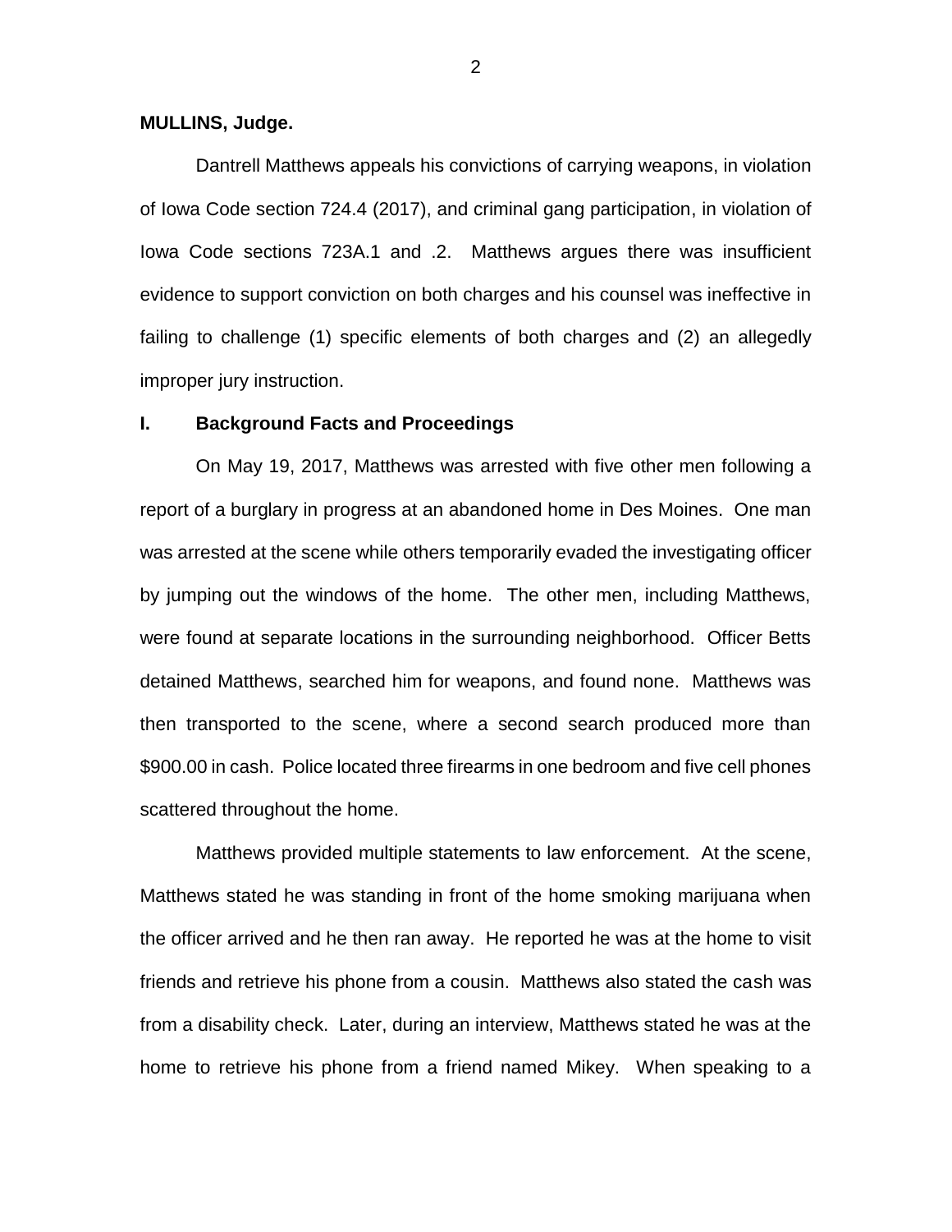**MULLINS, Judge.**

Dantrell Matthews appeals his convictions of carrying weapons, in violation of Iowa Code section 724.4 (2017), and criminal gang participation, in violation of Iowa Code sections 723A.1 and .2. Matthews argues there was insufficient evidence to support conviction on both charges and his counsel was ineffective in failing to challenge (1) specific elements of both charges and (2) an allegedly improper jury instruction.

## I. Background Facts and Proceedings

On May 19, 2017, Matthews was arrested with five other men following a report of a burglary in progress at an abandoned home in Des Moines. One man was arrested at the scene while others temporarily evaded the investigating officer by jumping out the windows of the home. The other men, including Matthews, were found at separate locations in the surrounding neighborhood. Officer Betts detained Matthews, searched him for weapons, and found none. Matthews was then transported to the scene, where a second search produced more than $900.00 in cash. Police located three firearms in one bedroom and five cell phones scattered throughout the home.

Matthews provided multiple statements to law enforcement. At the scene, Matthews stated he was standing in front of the home smoking marijuana when the officer arrived and he then ran away. He reported he was at the home to visit friends and retrieve his phone from a cousin. Matthews also stated the cash was from a disability check. Later, during an interview, Matthews stated he was at the home to retrieve his phone from a friend named Mikey. When speaking to a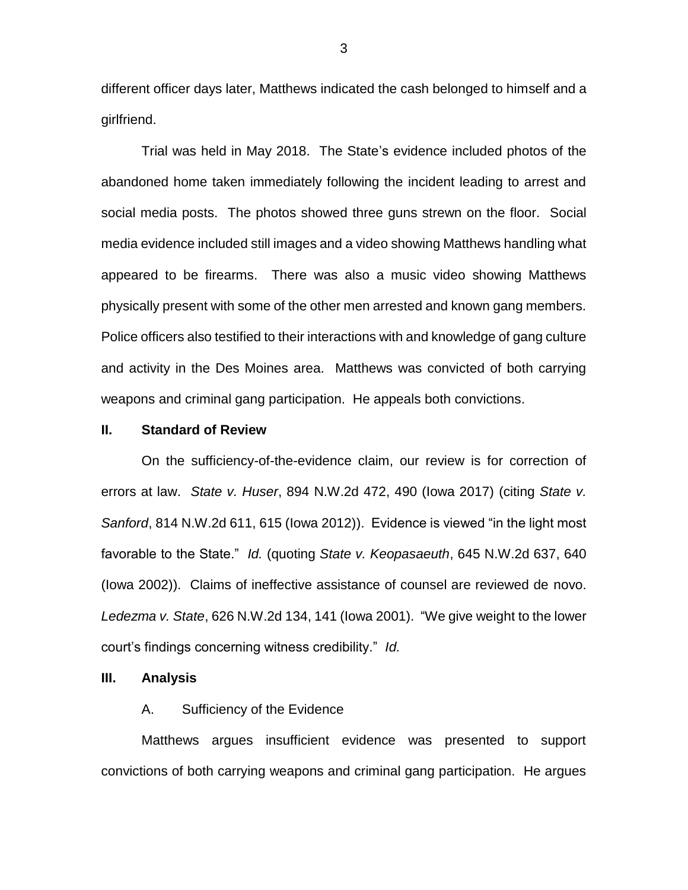different officer days later, Matthews indicated the cash belonged to himself and a girlfriend.

Trial was held in May 2018. The State's evidence included photos of the abandoned home taken immediately following the incident leading to arrest and social media posts. The photos showed three guns strewn on the floor. Social media evidence included still images and a video showing Matthews handling what appeared to be firearms. There was also a music video showing Matthews physically present with some of the other men arrested and known gang members. Police officers also testified to their interactions with and knowledge of gang culture and activity in the Des Moines area. Matthews was convicted of both carrying weapons and criminal gang participation. He appeals both convictions.

## II. Standard of Review

On the sufficiency-of-the-evidence claim, our review is for correction of errors at law. *State v. Huser*, 894 N.W.2d 472, 490 (Iowa 2017) (citing *State v. Sanford*, 814 N.W.2d 611, 615 (Iowa 2012)). Evidence is viewed "in the light most favorable to the State." *Id.* (quoting *State v. Keopasaeuth*, 645 N.W.2d 637, 640 (Iowa 2002)). Claims of ineffective assistance of counsel are reviewed de novo. *Ledezma v. State*, 626 N.W.2d 134, 141 (Iowa 2001). "We give weight to the lower court's findings concerning witness credibility." *Id.*

## III. Analysis

### A. Sufficiency of the Evidence

Matthews argues insufficient evidence was presented to support convictions of both carrying weapons and criminal gang participation. He argues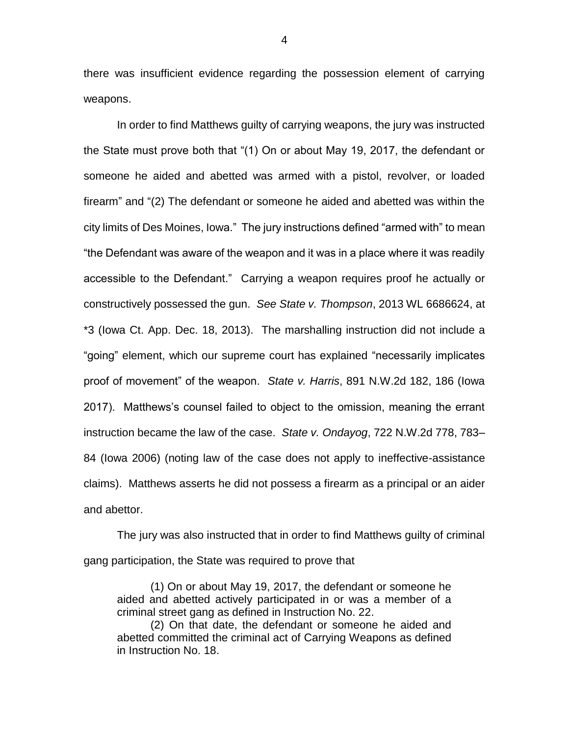there was insufficient evidence regarding the possession element of carrying weapons.

In order to find Matthews guilty of carrying weapons, the jury was instructed the State must prove both that "(1) On or about May 19, 2017, the defendant or someone he aided and abetted was armed with a pistol, revolver, or loaded firearm" and "(2) The defendant or someone he aided and abetted was within the city limits of Des Moines, Iowa." The jury instructions defined "armed with" to mean "the Defendant was aware of the weapon and it was in a place where it was readily accessible to the Defendant." Carrying a weapon requires proof he actually or constructively possessed the gun. *See State v. Thompson*, 2013 WL 6686624, at *3 (Iowa Ct. App. Dec. 18, 2013). The marshalling instruction did not include a "going" element, which our supreme court has explained "necessarily implicates proof of movement" of the weapon. *State v. Harris*, 891 N.W.2d 182, 186 (Iowa 2017). Matthews's counsel failed to object to the omission, meaning the errant instruction became the law of the case. *State v. Ondayog*, 722 N.W.2d 778, 783–84 (Iowa 2006) (noting law of the case does not apply to ineffective-assistance claims). Matthews asserts he did not possess a firearm as a principal or an aider and abettor.

The jury was also instructed that in order to find Matthews guilty of criminal gang participation, the State was required to prove that

> (1) On or about May 19, 2017, the defendant or someone he aided and abetted actively participated in or was a member of a criminal street gang as defined in Instruction No. 22.
>
> (2) On that date, the defendant or someone he aided and abetted committed the criminal act of Carrying Weapons as defined in Instruction No. 18.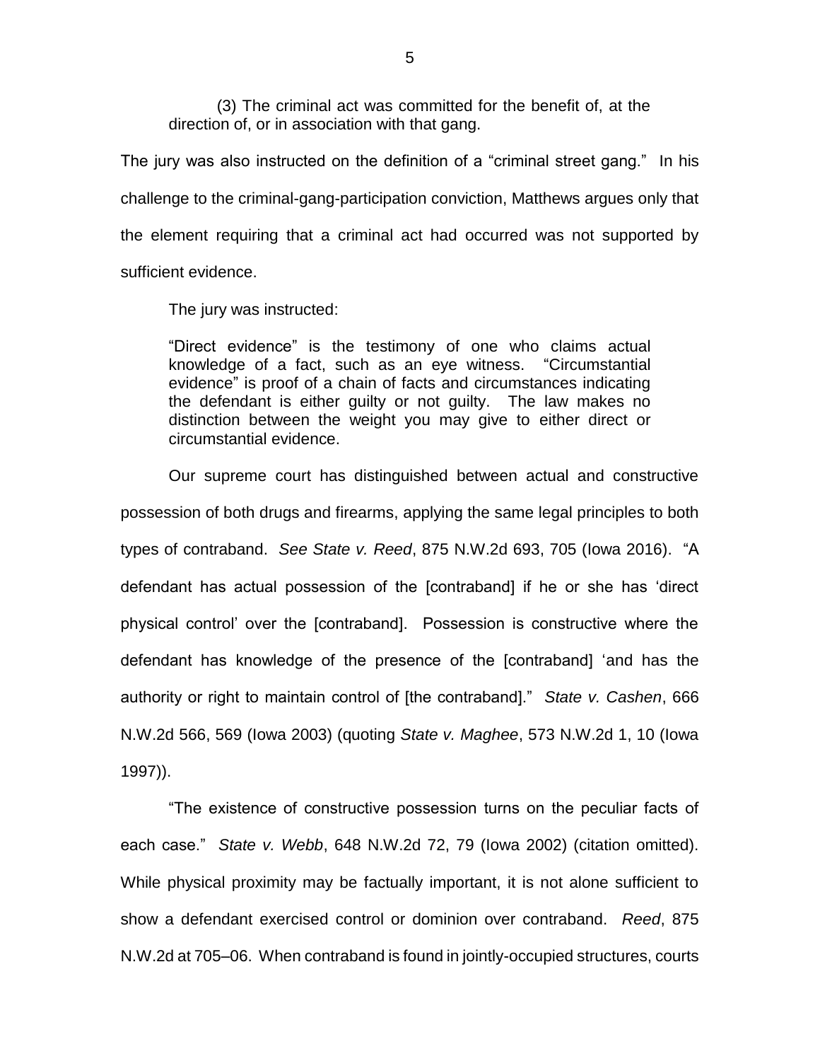(3) The criminal act was committed for the benefit of, at the direction of, or in association with that gang.

The jury was also instructed on the definition of a "criminal street gang." In his challenge to the criminal-gang-participation conviction, Matthews argues only that the element requiring that a criminal act had occurred was not supported by sufficient evidence.

The jury was instructed:

> "Direct evidence" is the testimony of one who claims actual knowledge of a fact, such as an eye witness. "Circumstantial evidence" is proof of a chain of facts and circumstances indicating the defendant is either guilty or not guilty. The law makes no distinction between the weight you may give to either direct or circumstantial evidence.

Our supreme court has distinguished between actual and constructive possession of both drugs and firearms, applying the same legal principles to both types of contraband. *See State v. Reed*, 875 N.W.2d 693, 705 (Iowa 2016). "A defendant has actual possession of the [contraband] if he or she has 'direct physical control' over the [contraband]. Possession is constructive where the defendant has knowledge of the presence of the [contraband] 'and has the authority or right to maintain control of [the contraband]." *State v. Cashen*, 666 N.W.2d 566, 569 (Iowa 2003) (quoting *State v. Maghee*, 573 N.W.2d 1, 10 (Iowa 1997)).

"The existence of constructive possession turns on the peculiar facts of each case." *State v. Webb*, 648 N.W.2d 72, 79 (Iowa 2002) (citation omitted). While physical proximity may be factually important, it is not alone sufficient to show a defendant exercised control or dominion over contraband. *Reed*, 875 N.W.2d at 705–06. When contraband is found in jointly-occupied structures, courts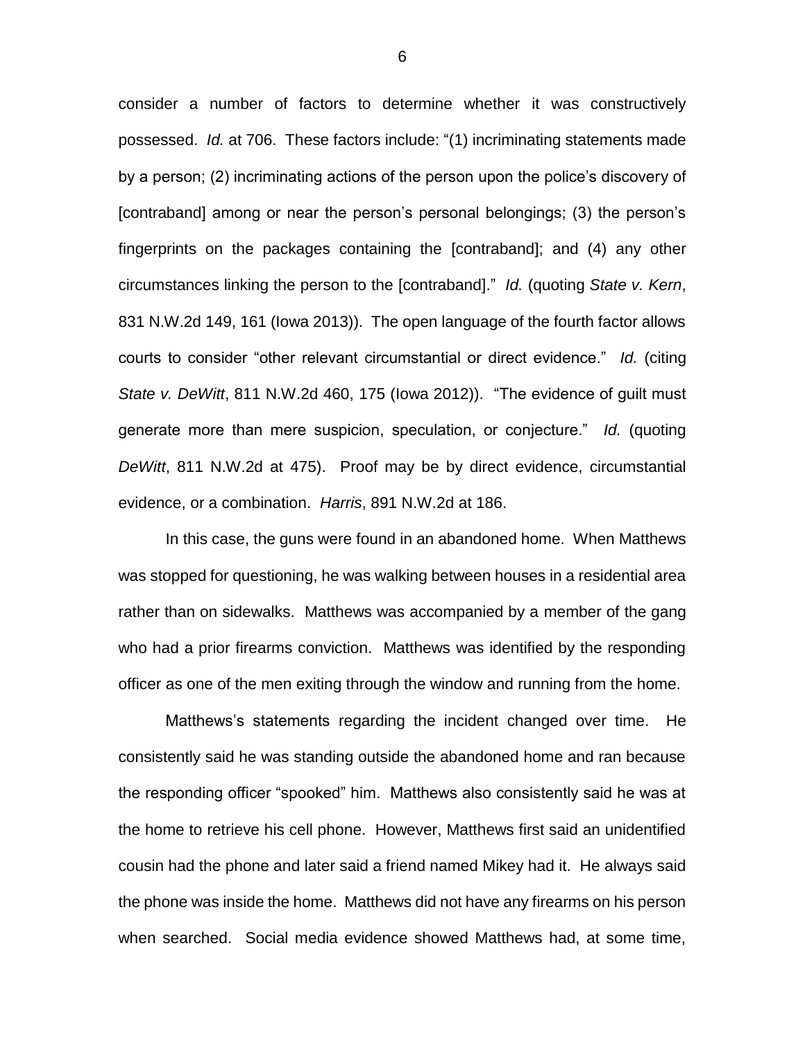consider a number of factors to determine whether it was constructively possessed. *Id.* at 706. These factors include: "(1) incriminating statements made by a person; (2) incriminating actions of the person upon the police's discovery of [contraband] among or near the person's personal belongings; (3) the person's fingerprints on the packages containing the [contraband]; and (4) any other circumstances linking the person to the [contraband]." *Id.* (quoting *State v. Kern*, 831 N.W.2d 149, 161 (Iowa 2013)). The open language of the fourth factor allows courts to consider "other relevant circumstantial or direct evidence." *Id.* (citing *State v. DeWitt*, 811 N.W.2d 460, 175 (Iowa 2012)). "The evidence of guilt must generate more than mere suspicion, speculation, or conjecture." *Id.* (quoting *DeWitt*, 811 N.W.2d at 475). Proof may be by direct evidence, circumstantial evidence, or a combination. *Harris*, 891 N.W.2d at 186.

In this case, the guns were found in an abandoned home. When Matthews was stopped for questioning, he was walking between houses in a residential area rather than on sidewalks. Matthews was accompanied by a member of the gang who had a prior firearms conviction. Matthews was identified by the responding officer as one of the men exiting through the window and running from the home.

Matthews's statements regarding the incident changed over time. He consistently said he was standing outside the abandoned home and ran because the responding officer "spooked" him. Matthews also consistently said he was at the home to retrieve his cell phone. However, Matthews first said an unidentified cousin had the phone and later said a friend named Mikey had it. He always said the phone was inside the home. Matthews did not have any firearms on his person when searched. Social media evidence showed Matthews had, at some time,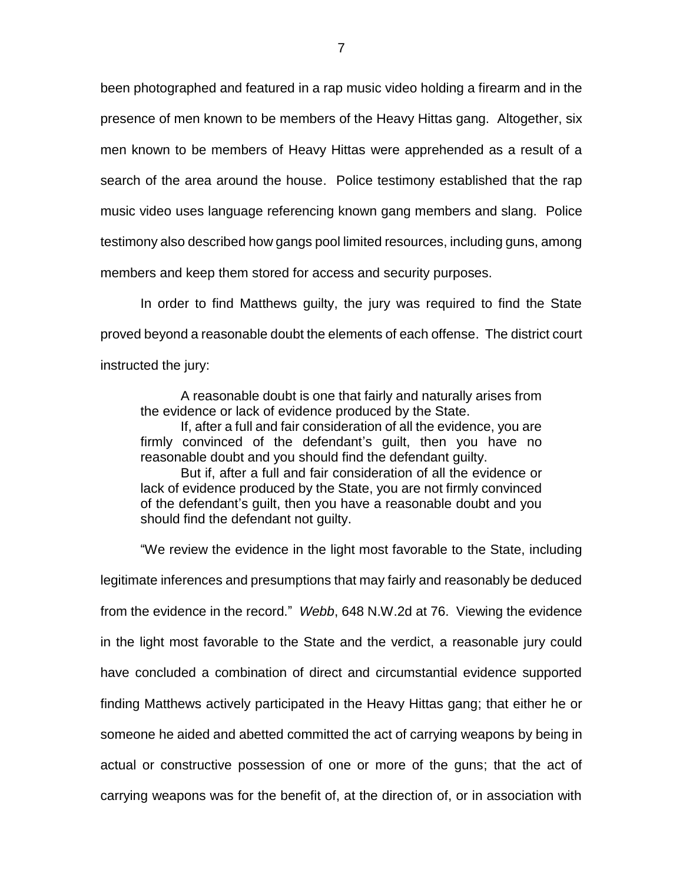been photographed and featured in a rap music video holding a firearm and in the presence of men known to be members of the Heavy Hittas gang. Altogether, six men known to be members of Heavy Hittas were apprehended as a result of a search of the area around the house. Police testimony established that the rap music video uses language referencing known gang members and slang. Police testimony also described how gangs pool limited resources, including guns, among members and keep them stored for access and security purposes.

In order to find Matthews guilty, the jury was required to find the State proved beyond a reasonable doubt the elements of each offense. The district court instructed the jury:

> A reasonable doubt is one that fairly and naturally arises from the evidence or lack of evidence produced by the State.
>
> If, after a full and fair consideration of all the evidence, you are firmly convinced of the defendant's guilt, then you have no reasonable doubt and you should find the defendant guilty.
>
> But if, after a full and fair consideration of all the evidence or lack of evidence produced by the State, you are not firmly convinced of the defendant's guilt, then you have a reasonable doubt and you should find the defendant not guilty.

"We review the evidence in the light most favorable to the State, including legitimate inferences and presumptions that may fairly and reasonably be deduced from the evidence in the record." *Webb*, 648 N.W.2d at 76. Viewing the evidence in the light most favorable to the State and the verdict, a reasonable jury could have concluded a combination of direct and circumstantial evidence supported finding Matthews actively participated in the Heavy Hittas gang; that either he or someone he aided and abetted committed the act of carrying weapons by being in actual or constructive possession of one or more of the guns; that the act of carrying weapons was for the benefit of, at the direction of, or in association with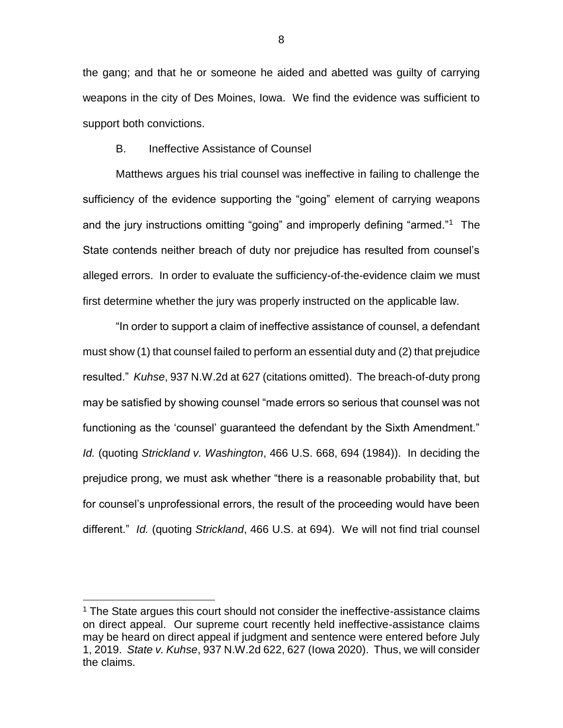the gang; and that he or someone he aided and abetted was guilty of carrying weapons in the city of Des Moines, Iowa. We find the evidence was sufficient to support both convictions.

B. Ineffective Assistance of Counsel

Matthews argues his trial counsel was ineffective in failing to challenge the sufficiency of the evidence supporting the "going" element of carrying weapons and the jury instructions omitting "going" and improperly defining "armed."[1] The State contends neither breach of duty nor prejudice has resulted from counsel's alleged errors. In order to evaluate the sufficiency-of-the-evidence claim we must first determine whether the jury was properly instructed on the applicable law.

"In order to support a claim of ineffective assistance of counsel, a defendant must show (1) that counsel failed to perform an essential duty and (2) that prejudice resulted." *Kuhse*, 937 N.W.2d at 627 (citations omitted). The breach-of-duty prong may be satisfied by showing counsel "made errors so serious that counsel was not functioning as the 'counsel' guaranteed the defendant by the Sixth Amendment." *Id.* (quoting *Strickland v. Washington*, 466 U.S. 668, 694 (1984)). In deciding the prejudice prong, we must ask whether "there is a reasonable probability that, but for counsel's unprofessional errors, the result of the proceeding would have been different." *Id.* (quoting *Strickland*, 466 U.S. at 694). We will not find trial counsel

[1] The State argues this court should not consider the ineffective-assistance claims on direct appeal. Our supreme court recently held ineffective-assistance claims may be heard on direct appeal if judgment and sentence were entered before July 1, 2019. *State v. Kuhse*, 937 N.W.2d 622, 627 (Iowa 2020). Thus, we will consider the claims.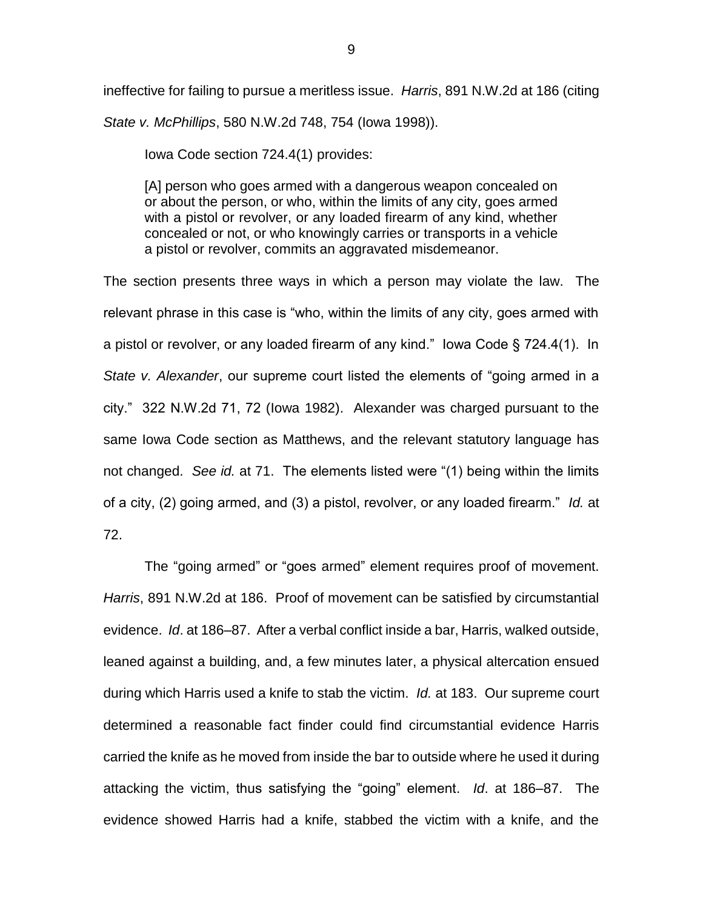ineffective for failing to pursue a meritless issue. *Harris*, 891 N.W.2d at 186 (citing *State v. McPhillips*, 580 N.W.2d 748, 754 (Iowa 1998)).

Iowa Code section 724.4(1) provides:

> [A] person who goes armed with a dangerous weapon concealed on or about the person, or who, within the limits of any city, goes armed with a pistol or revolver, or any loaded firearm of any kind, whether concealed or not, or who knowingly carries or transports in a vehicle a pistol or revolver, commits an aggravated misdemeanor.

The section presents three ways in which a person may violate the law. The relevant phrase in this case is "who, within the limits of any city, goes armed with a pistol or revolver, or any loaded firearm of any kind." Iowa Code § 724.4(1). In *State v. Alexander*, our supreme court listed the elements of "going armed in a city." 322 N.W.2d 71, 72 (Iowa 1982). Alexander was charged pursuant to the same Iowa Code section as Matthews, and the relevant statutory language has not changed. *See id.* at 71. The elements listed were "(1) being within the limits of a city, (2) going armed, and (3) a pistol, revolver, or any loaded firearm." *Id.* at 72.

The "going armed" or "goes armed" element requires proof of movement. *Harris*, 891 N.W.2d at 186. Proof of movement can be satisfied by circumstantial evidence. *Id*. at 186–87. After a verbal conflict inside a bar, Harris, walked outside, leaned against a building, and, a few minutes later, a physical altercation ensued during which Harris used a knife to stab the victim. *Id.* at 183. Our supreme court determined a reasonable fact finder could find circumstantial evidence Harris carried the knife as he moved from inside the bar to outside where he used it during attacking the victim, thus satisfying the "going" element. *Id*. at 186–87. The evidence showed Harris had a knife, stabbed the victim with a knife, and the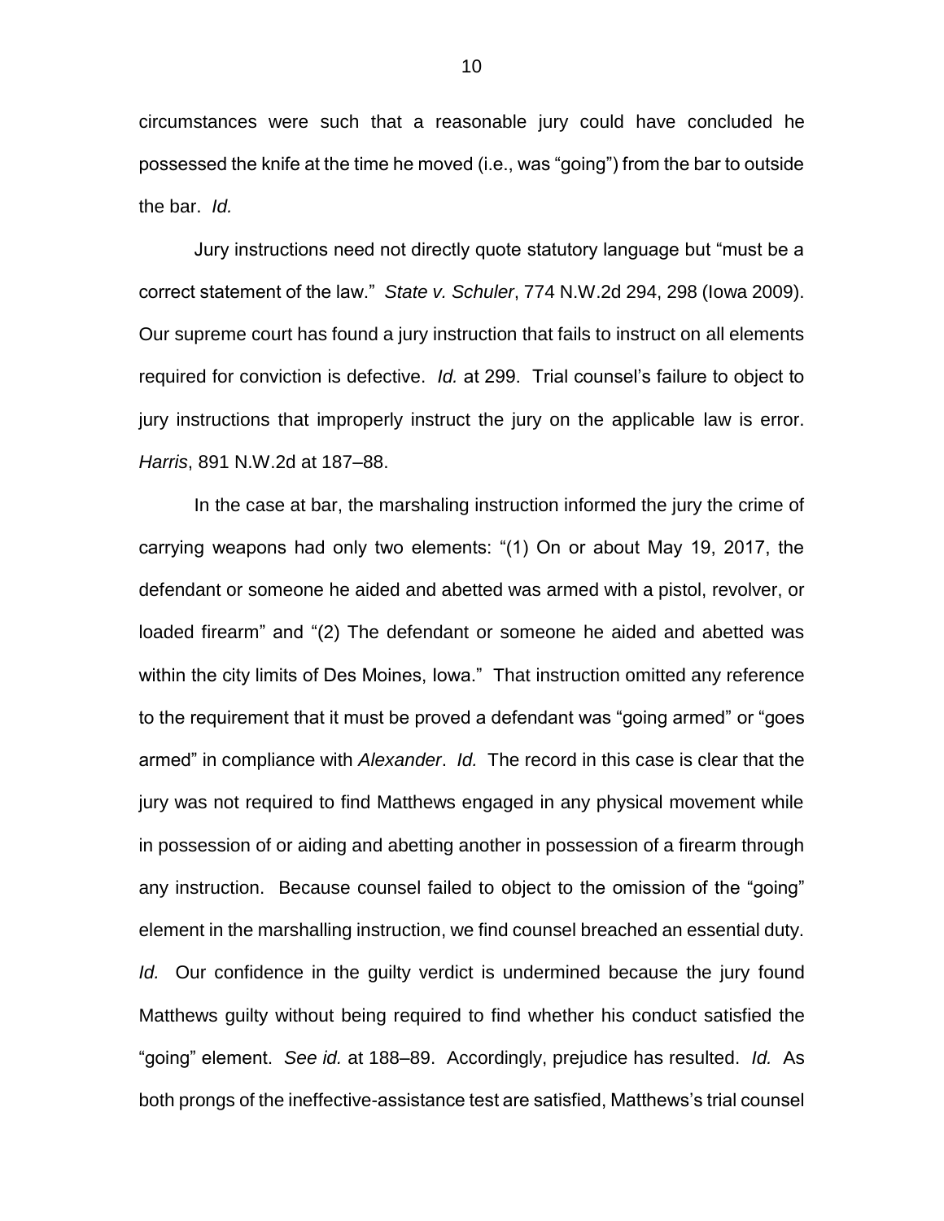circumstances were such that a reasonable jury could have concluded he possessed the knife at the time he moved (i.e., was "going") from the bar to outside the bar. *Id.*

Jury instructions need not directly quote statutory language but "must be a correct statement of the law." *State v. Schuler*, 774 N.W.2d 294, 298 (Iowa 2009). Our supreme court has found a jury instruction that fails to instruct on all elements required for conviction is defective. *Id.* at 299. Trial counsel's failure to object to jury instructions that improperly instruct the jury on the applicable law is error. *Harris*, 891 N.W.2d at 187–88.

In the case at bar, the marshaling instruction informed the jury the crime of carrying weapons had only two elements: "(1) On or about May 19, 2017, the defendant or someone he aided and abetted was armed with a pistol, revolver, or loaded firearm" and "(2) The defendant or someone he aided and abetted was within the city limits of Des Moines, Iowa." That instruction omitted any reference to the requirement that it must be proved a defendant was "going armed" or "goes armed" in compliance with *Alexander*. *Id.* The record in this case is clear that the jury was not required to find Matthews engaged in any physical movement while in possession of or aiding and abetting another in possession of a firearm through any instruction. Because counsel failed to object to the omission of the "going" element in the marshalling instruction, we find counsel breached an essential duty. *Id.* Our confidence in the guilty verdict is undermined because the jury found Matthews guilty without being required to find whether his conduct satisfied the "going" element. *See id.* at 188–89. Accordingly, prejudice has resulted. *Id.* As both prongs of the ineffective-assistance test are satisfied, Matthews's trial counsel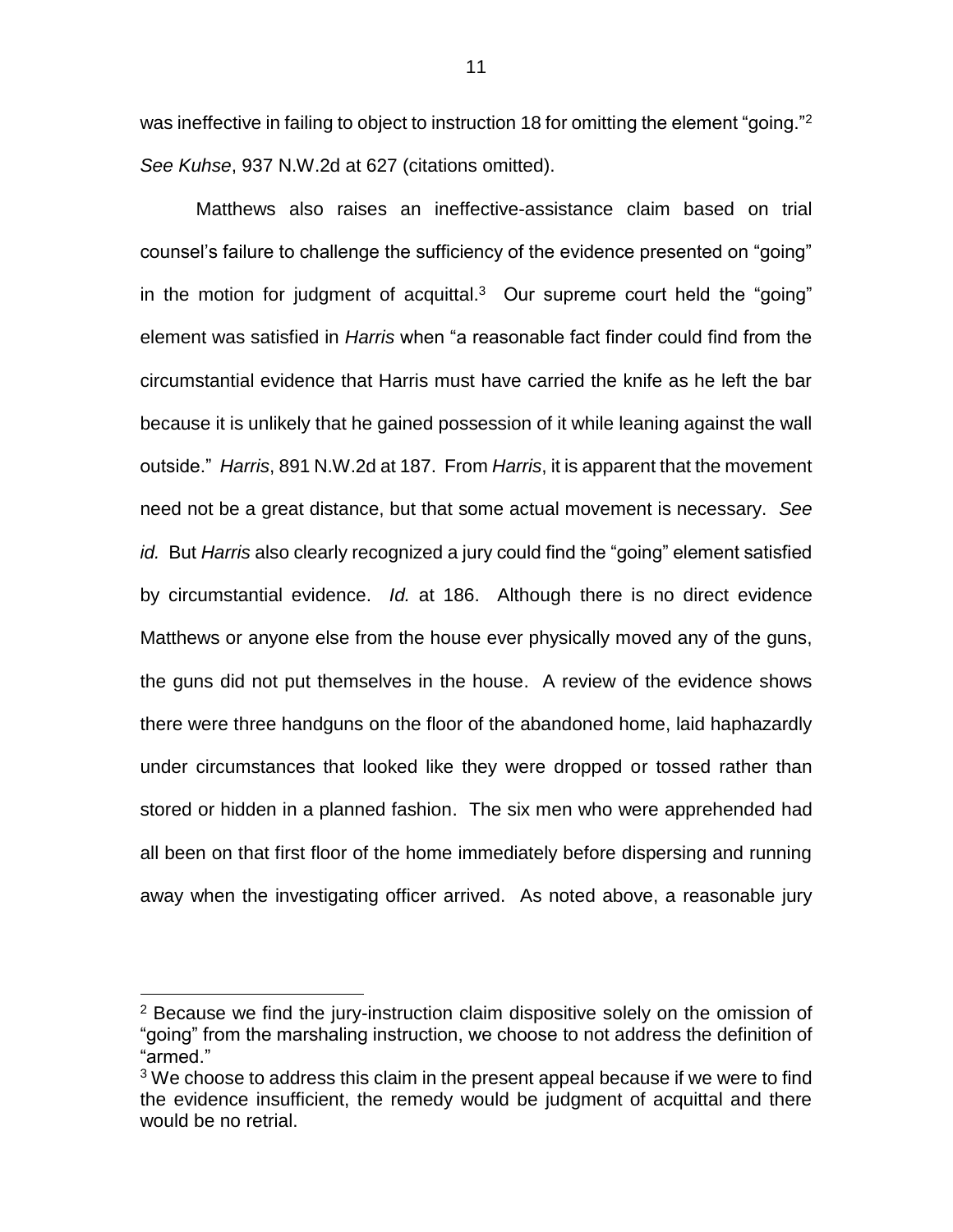was ineffective in failing to object to instruction 18 for omitting the element "going."[2] *See Kuhse*, 937 N.W.2d at 627 (citations omitted).

Matthews also raises an ineffective-assistance claim based on trial counsel's failure to challenge the sufficiency of the evidence presented on "going" in the motion for judgment of acquittal.[3] Our supreme court held the "going" element was satisfied in *Harris* when "a reasonable fact finder could find from the circumstantial evidence that Harris must have carried the knife as he left the bar because it is unlikely that he gained possession of it while leaning against the wall outside." *Harris*, 891 N.W.2d at 187. From *Harris*, it is apparent that the movement need not be a great distance, but that some actual movement is necessary. *See id.* But *Harris* also clearly recognized a jury could find the "going" element satisfied by circumstantial evidence. *Id.* at 186. Although there is no direct evidence Matthews or anyone else from the house ever physically moved any of the guns, the guns did not put themselves in the house. A review of the evidence shows there were three handguns on the floor of the abandoned home, laid haphazardly under circumstances that looked like they were dropped or tossed rather than stored or hidden in a planned fashion. The six men who were apprehended had all been on that first floor of the home immediately before dispersing and running away when the investigating officer arrived. As noted above, a reasonable jury

---

[2] Because we find the jury-instruction claim dispositive solely on the omission of "going" from the marshaling instruction, we choose to not address the definition of "armed."

[3] We choose to address this claim in the present appeal because if we were to find the evidence insufficient, the remedy would be judgment of acquittal and there would be no retrial.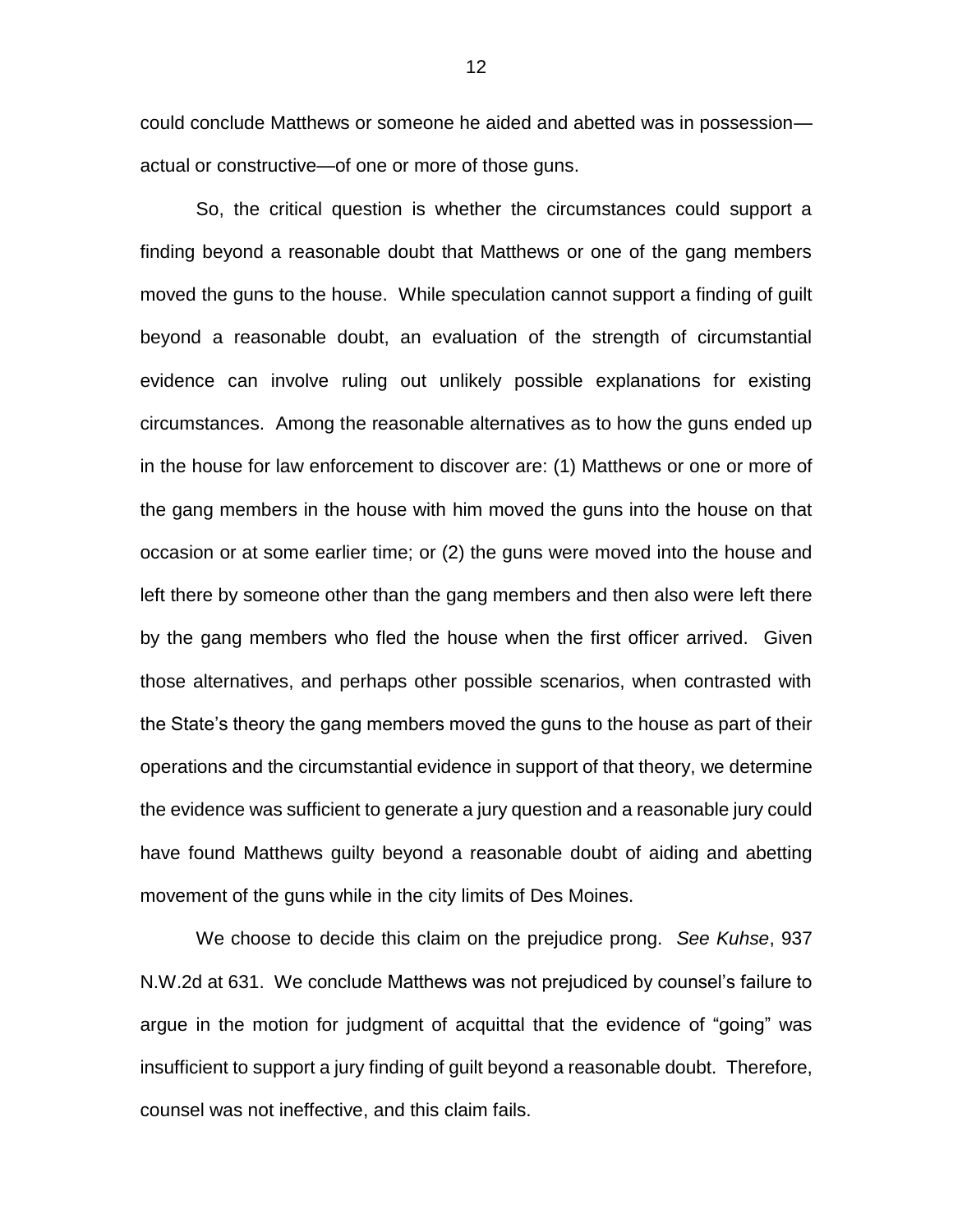could conclude Matthews or someone he aided and abetted was in possession—actual or constructive—of one or more of those guns.

So, the critical question is whether the circumstances could support a finding beyond a reasonable doubt that Matthews or one of the gang members moved the guns to the house. While speculation cannot support a finding of guilt beyond a reasonable doubt, an evaluation of the strength of circumstantial evidence can involve ruling out unlikely possible explanations for existing circumstances. Among the reasonable alternatives as to how the guns ended up in the house for law enforcement to discover are: (1) Matthews or one or more of the gang members in the house with him moved the guns into the house on that occasion or at some earlier time; or (2) the guns were moved into the house and left there by someone other than the gang members and then also were left there by the gang members who fled the house when the first officer arrived. Given those alternatives, and perhaps other possible scenarios, when contrasted with the State's theory the gang members moved the guns to the house as part of their operations and the circumstantial evidence in support of that theory, we determine the evidence was sufficient to generate a jury question and a reasonable jury could have found Matthews guilty beyond a reasonable doubt of aiding and abetting movement of the guns while in the city limits of Des Moines.

We choose to decide this claim on the prejudice prong. *See Kuhse*, 937 N.W.2d at 631. We conclude Matthews was not prejudiced by counsel's failure to argue in the motion for judgment of acquittal that the evidence of "going" was insufficient to support a jury finding of guilt beyond a reasonable doubt. Therefore, counsel was not ineffective, and this claim fails.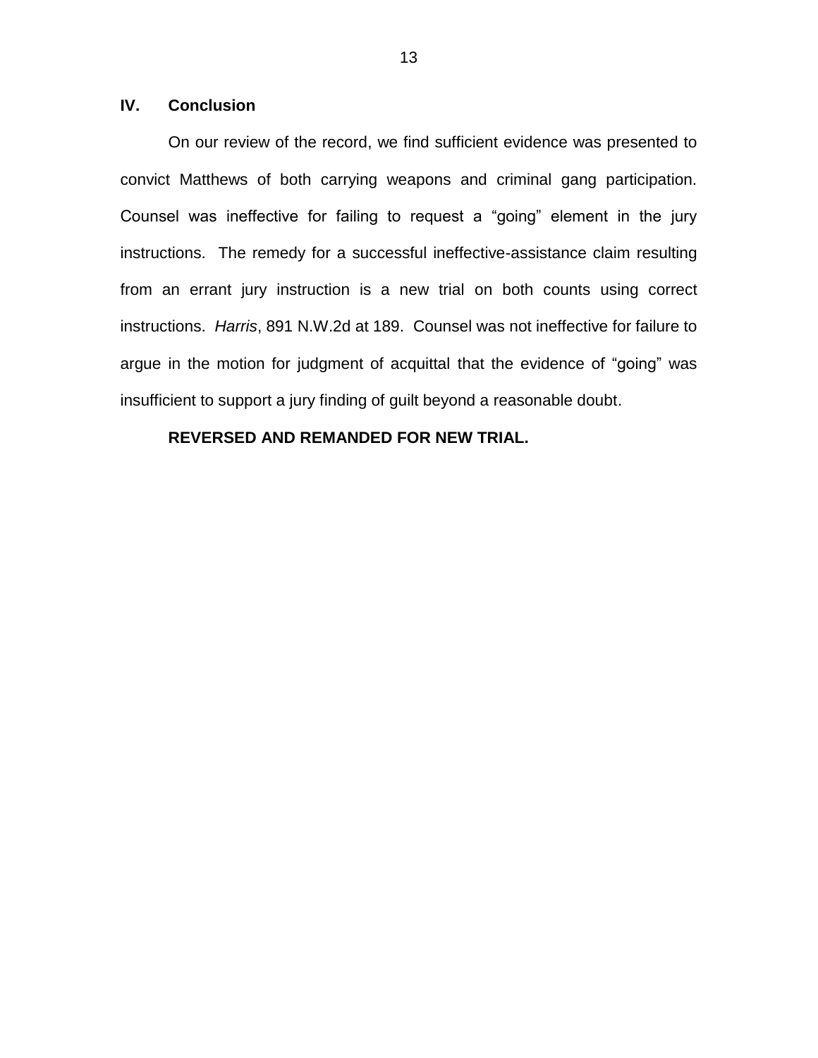## IV. Conclusion

On our review of the record, we find sufficient evidence was presented to convict Matthews of both carrying weapons and criminal gang participation. Counsel was ineffective for failing to request a “going” element in the jury instructions. The remedy for a successful ineffective-assistance claim resulting from an errant jury instruction is a new trial on both counts using correct instructions. *Harris*, 891 N.W.2d at 189. Counsel was not ineffective for failure to argue in the motion for judgment of acquittal that the evidence of “going” was insufficient to support a jury finding of guilt beyond a reasonable doubt.

**REVERSED AND REMANDED FOR NEW TRIAL.**